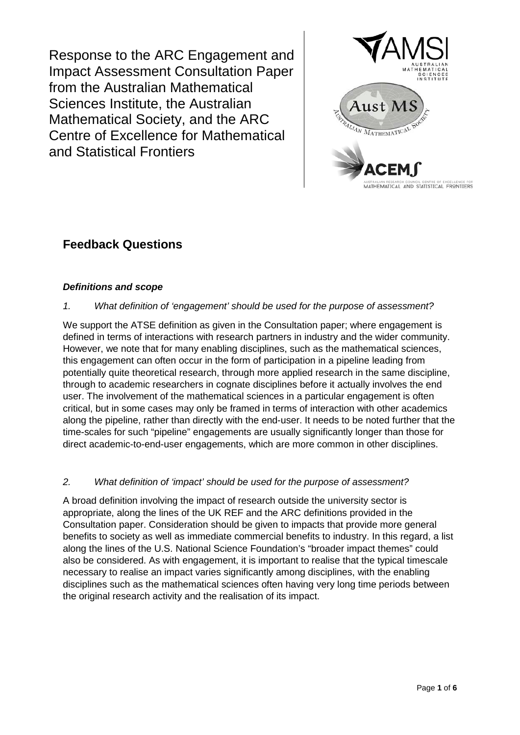# Response to the ARC Engagement and Impact Assessment Consultation Paper from the Australian Mathematical Sciences Institute, the Australian Mathematical Society, and the ARC Centre of Excellence for Mathematical and Statistical Frontiers

## Feedback Questions

### *Definitions and scope*

*1. What definition of 'engagement' should be used for the purpose of assessment?*

We support the ATSE definition as given in the Consultation paper; where engagement is defined in terms of interactions with research partners in industry and the wider community. However, we note that for many enabling disciplines, such as the mathematical sciences, this engagement can often occur in the form of participation in a pipeline leading from potentially quite theoretical research, through more applied research in the same discipline, through to academic researchers in cognate disciplines before it actually involves the end user. The involvement of the mathematical sciences in a particular engagement is often critical, but in some cases may only be framed in terms of interaction with other academics along the pipeline, rather than directly with the end-user. It needs to be noted further that the time-scales for such "pipeline" engagements are usually significantly longer than those for direct academic-to-end-user engagements, which are more common in other disciplines.

*2. What definition of 'impact' should be used for the purpose of assessment?*

A broad definition involving the impact of research outside the university sector is appropriate, along the lines of the UK REF and the ARC definitions provided in the Consultation paper. Consideration should be given to impacts that provide more general benefits to society as well as immediate commercial benefits to industry. In this regard, a list along the lines of the U.S. National Science Foundation's "broader impact themes" could also be considered. As with engagement, it is important to realise that the typical timescale necessary to realise an impact varies significantly among disciplines, with the enabling disciplines such as the mathematical sciences often having very long time periods between the original research activity and the realisation of its impact.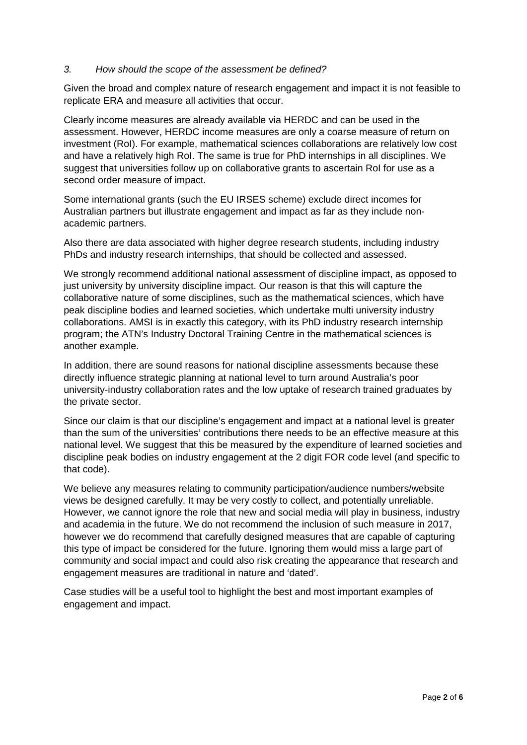*3. How should the scope of the assessment be defined?*

Given the broad and complex nature of research engagement and impact it is not feasible to replicate ERA and measure all activities that occur.

Clearly income measures are already available via HERDC and can be used in the assessment. However, HERDC income measures are only a coarse measure of return on investment (RoI). For example, mathematical sciences collaborations are relatively low cost and have a relatively high RoI. The same is true for PhD internships in all disciplines. We suggest that universities follow up on collaborative grants to ascertain RoI for use as a second order measure of impact.

Some international grants (such the EU IRSES scheme) exclude direct incomes for Australian partners but illustrate engagement and impact as far as they include non-academic partners.

Also there are data associated with higher degree research students, including industry PhDs and industry research internships, that should be collected and assessed.

We strongly recommend additional national assessment of discipline impact, as opposed to just university by university discipline impact. Our reason is that this will capture the collaborative nature of some disciplines, such as the mathematical sciences, which have peak discipline bodies and learned societies, which undertake multi university industry collaborations. AMSI is in exactly this category, with its PhD industry research internship program; the ATN's Industry Doctoral Training Centre in the mathematical sciences is another example.

In addition, there are sound reasons for national discipline assessments because these directly influence strategic planning at national level to turn around Australia's poor university-industry collaboration rates and the low uptake of research trained graduates by the private sector.

Since our claim is that our discipline's engagement and impact at a national level is greater than the sum of the universities' contributions there needs to be an effective measure at this national level. We suggest that this be measured by the expenditure of learned societies and discipline peak bodies on industry engagement at the 2 digit FOR code level (and specific to that code).

We believe any measures relating to community participation/audience numbers/website views be designed carefully. It may be very costly to collect, and potentially unreliable. However, we cannot ignore the role that new and social media will play in business, industry and academia in the future. We do not recommend the inclusion of such measure in 2017, however we do recommend that carefully designed measures that are capable of capturing this type of impact be considered for the future. Ignoring them would miss a large part of community and social impact and could also risk creating the appearance that research and engagement measures are traditional in nature and 'dated'.

Case studies will be a useful tool to highlight the best and most important examples of engagement and impact.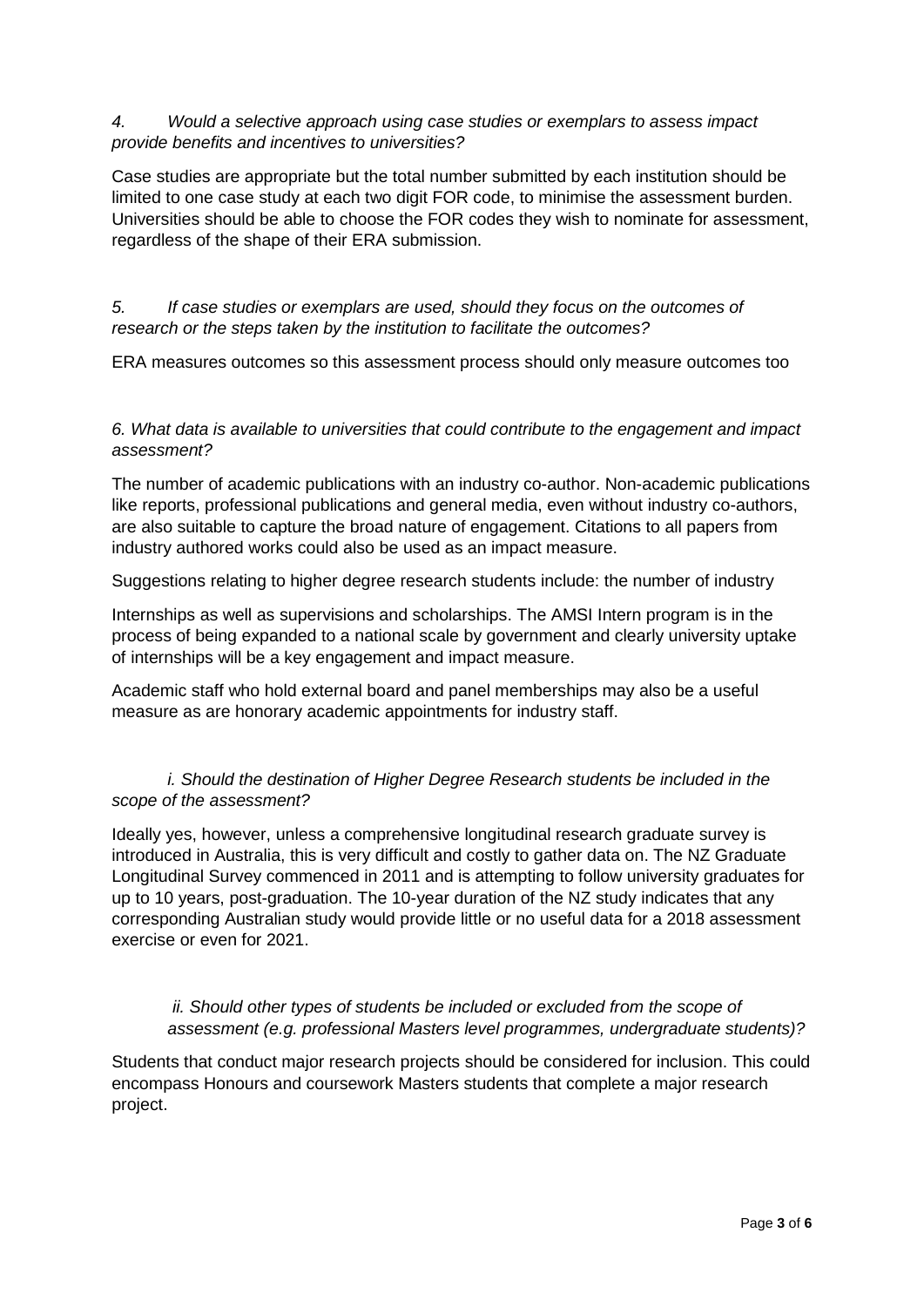*4. Would a selective approach using case studies or exemplars to assess impact provide benefits and incentives to universities?*

Case studies are appropriate but the total number submitted by each institution should be limited to one case study at each two digit FOR code, to minimise the assessment burden. Universities should be able to choose the FOR codes they wish to nominate for assessment, regardless of the shape of their ERA submission.

*5. If case studies or exemplars are used, should they focus on the outcomes of research or the steps taken by the institution to facilitate the outcomes?*

ERA measures outcomes so this assessment process should only measure outcomes too

*6. What data is available to universities that could contribute to the engagement and impact assessment?*

The number of academic publications with an industry co-author. Non-academic publications like reports, professional publications and general media, even without industry co-authors, are also suitable to capture the broad nature of engagement. Citations to all papers from industry authored works could also be used as an impact measure.

Suggestions relating to higher degree research students include: the number of industry

Internships as well as supervisions and scholarships. The AMSI Intern program is in the process of being expanded to a national scale by government and clearly university uptake of internships will be a key engagement and impact measure.

Academic staff who hold external board and panel memberships may also be a useful measure as are honorary academic appointments for industry staff.

*i. Should the destination of Higher Degree Research students be included in the scope of the assessment?*

Ideally yes, however, unless a comprehensive longitudinal research graduate survey is introduced in Australia, this is very difficult and costly to gather data on. The NZ Graduate Longitudinal Survey commenced in 2011 and is attempting to follow university graduates for up to 10 years, post-graduation. The 10-year duration of the NZ study indicates that any corresponding Australian study would provide little or no useful data for a 2018 assessment exercise or even for 2021.

*ii. Should other types of students be included or excluded from the scope of assessment (e.g. professional Masters level programmes, undergraduate students)?*

Students that conduct major research projects should be considered for inclusion. This could encompass Honours and coursework Masters students that complete a major research project.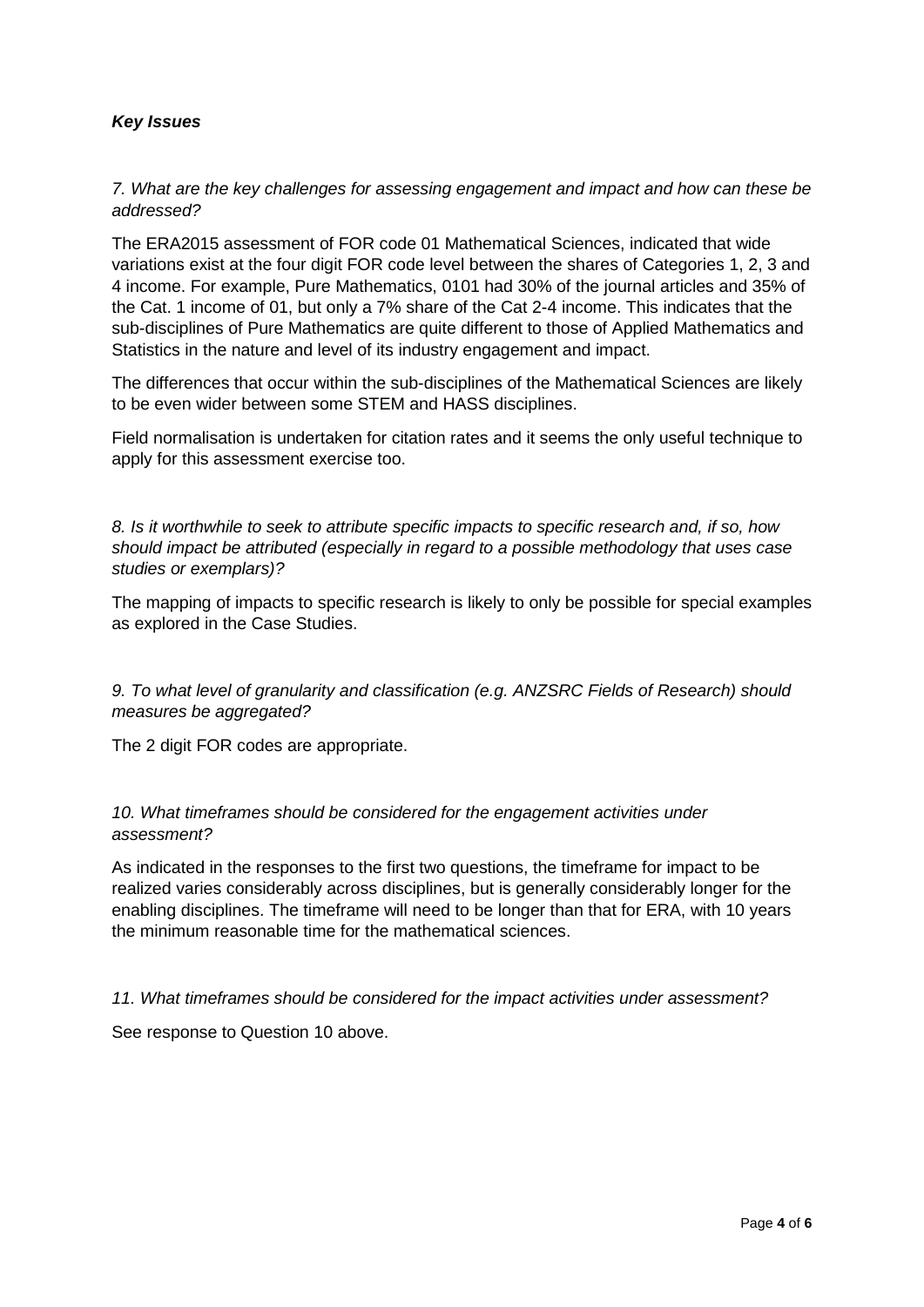***Key Issues***

*7. What are the key challenges for assessing engagement and impact and how can these be addressed?*

The ERA2015 assessment of FOR code 01 Mathematical Sciences, indicated that wide variations exist at the four digit FOR code level between the shares of Categories 1, 2, 3 and 4 income. For example, Pure Mathematics, 0101 had 30% of the journal articles and 35% of the Cat. 1 income of 01, but only a 7% share of the Cat 2-4 income. This indicates that the sub-disciplines of Pure Mathematics are quite different to those of Applied Mathematics and Statistics in the nature and level of its industry engagement and impact.

The differences that occur within the sub-disciplines of the Mathematical Sciences are likely to be even wider between some STEM and HASS disciplines.

Field normalisation is undertaken for citation rates and it seems the only useful technique to apply for this assessment exercise too.

*8. Is it worthwhile to seek to attribute specific impacts to specific research and, if so, how should impact be attributed (especially in regard to a possible methodology that uses case studies or exemplars)?*

The mapping of impacts to specific research is likely to only be possible for special examples as explored in the Case Studies.

*9. To what level of granularity and classification (e.g. ANZSRC Fields of Research) should measures be aggregated?*

The 2 digit FOR codes are appropriate.

*10. What timeframes should be considered for the engagement activities under assessment?*

As indicated in the responses to the first two questions, the timeframe for impact to be realized varies considerably across disciplines, but is generally considerably longer for the enabling disciplines. The timeframe will need to be longer than that for ERA, with 10 years the minimum reasonable time for the mathematical sciences.

*11. What timeframes should be considered for the impact activities under assessment?*

See response to Question 10 above.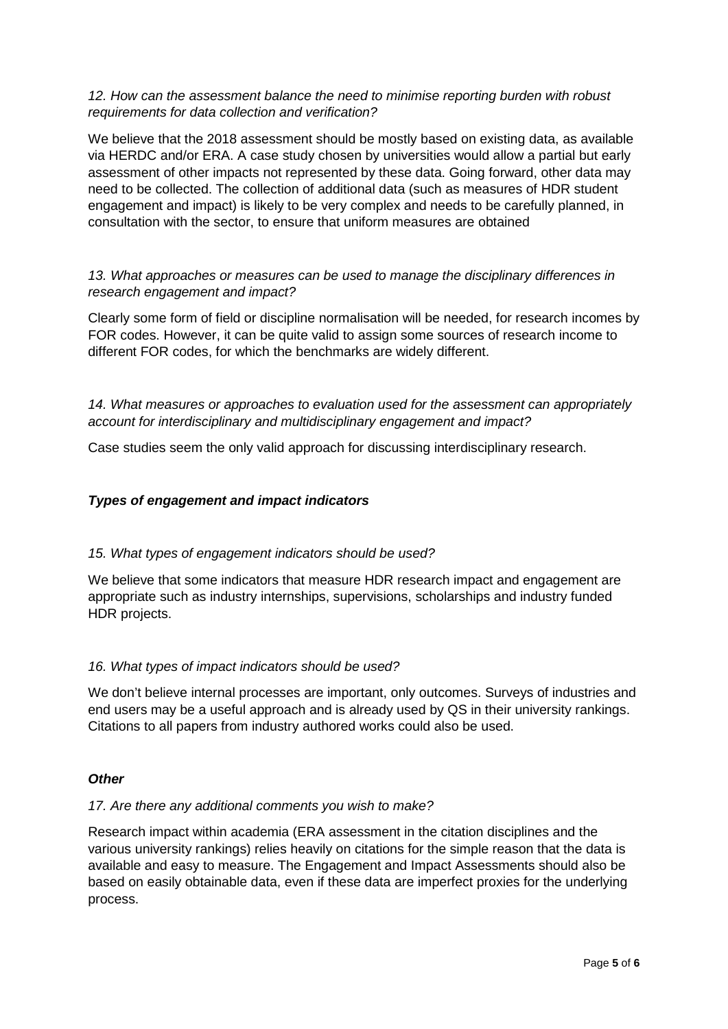*12. How can the assessment balance the need to minimise reporting burden with robust requirements for data collection and verification?*

We believe that the 2018 assessment should be mostly based on existing data, as available via HERDC and/or ERA. A case study chosen by universities would allow a partial but early assessment of other impacts not represented by these data. Going forward, other data may need to be collected. The collection of additional data (such as measures of HDR student engagement and impact) is likely to be very complex and needs to be carefully planned, in consultation with the sector, to ensure that uniform measures are obtained

*13. What approaches or measures can be used to manage the disciplinary differences in research engagement and impact?*

Clearly some form of field or discipline normalisation will be needed, for research incomes by FOR codes. However, it can be quite valid to assign some sources of research income to different FOR codes, for which the benchmarks are widely different.

*14. What measures or approaches to evaluation used for the assessment can appropriately account for interdisciplinary and multidisciplinary engagement and impact?*

Case studies seem the only valid approach for discussing interdisciplinary research.

### ***Types of engagement and impact indicators***

*15. What types of engagement indicators should be used?*

We believe that some indicators that measure HDR research impact and engagement are appropriate such as industry internships, supervisions, scholarships and industry funded HDR projects.

*16. What types of impact indicators should be used?*

We don't believe internal processes are important, only outcomes. Surveys of industries and end users may be a useful approach and is already used by QS in their university rankings. Citations to all papers from industry authored works could also be used.

### ***Other***

*17. Are there any additional comments you wish to make?*

Research impact within academia (ERA assessment in the citation disciplines and the various university rankings) relies heavily on citations for the simple reason that the data is available and easy to measure. The Engagement and Impact Assessments should also be based on easily obtainable data, even if these data are imperfect proxies for the underlying process.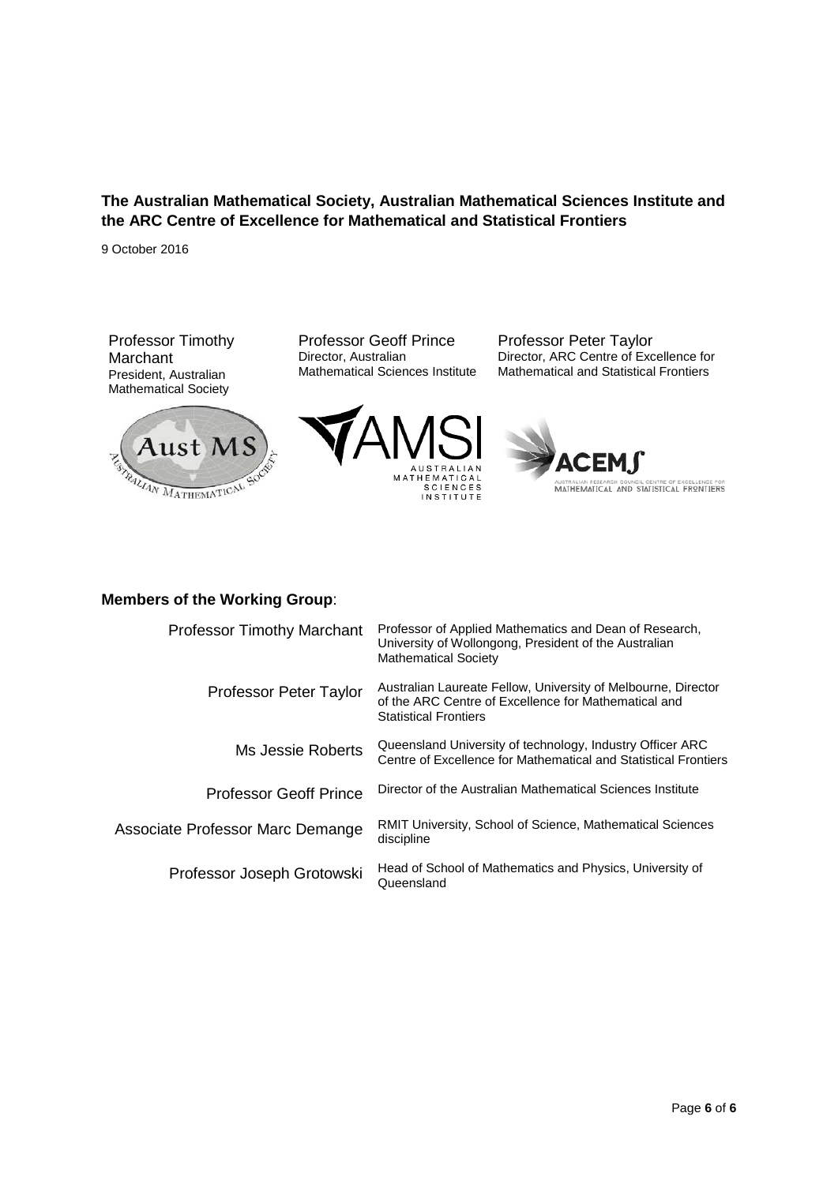**The Australian Mathematical Society, Australian Mathematical Sciences Institute and the ARC Centre of Excellence for Mathematical and Statistical Frontiers**

9 October 2016

Professor Timothy Marchant
President, Australian Mathematical Society

Professor Geoff Prince
Director, Australian Mathematical Sciences Institute

Professor Peter Taylor
Director, ARC Centre of Excellence for Mathematical and Statistical Frontiers

**Members of the Working Group**:

| | |
|---|---|
| Professor Timothy Marchant | Professor of Applied Mathematics and Dean of Research, University of Wollongong, President of the Australian Mathematical Society |
| Professor Peter Taylor | Australian Laureate Fellow, University of Melbourne, Director of the ARC Centre of Excellence for Mathematical and Statistical Frontiers |
| Ms Jessie Roberts | Queensland University of technology, Industry Officer ARC Centre of Excellence for Mathematical and Statistical Frontiers |
| Professor Geoff Prince | Director of the Australian Mathematical Sciences Institute |
| Associate Professor Marc Demange | RMIT University, School of Science, Mathematical Sciences discipline |
| Professor Joseph Grotowski | Head of School of Mathematics and Physics, University of Queensland |